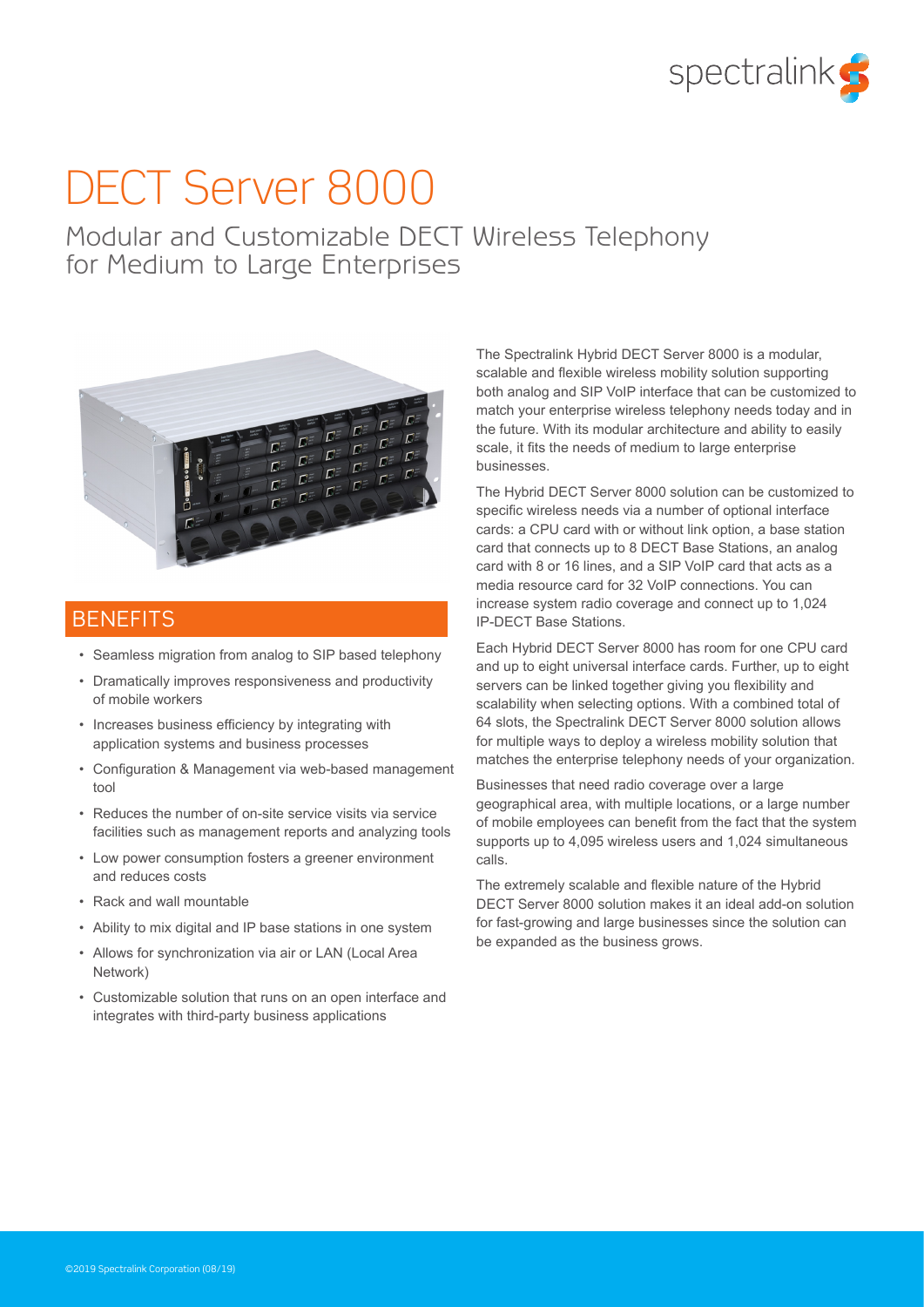# DECT Server 8000

## Modular and Customizable DECT Wireless Telephony for Medium to Large Enterprises

## BENEFITS

- Seamless migration from analog to SIP based telephony
- Dramatically improves responsiveness and productivity of mobile workers
- Increases business efficiency by integrating with application systems and business processes
- Configuration & Management via web-based management tool
- Reduces the number of on-site service visits via service facilities such as management reports and analyzing tools
- Low power consumption fosters a greener environment and reduces costs
- Rack and wall mountable
- Ability to mix digital and IP base stations in one system
- Allows for synchronization via air or LAN (Local Area Network)
- Customizable solution that runs on an open interface and integrates with third-party business applications

The Spectralink Hybrid DECT Server 8000 is a modular, scalable and flexible wireless mobility solution supporting both analog and SIP VoIP interface that can be customized to match your enterprise wireless telephony needs today and in the future. With its modular architecture and ability to easily scale, it fits the needs of medium to large enterprise businesses.

The Hybrid DECT Server 8000 solution can be customized to specific wireless needs via a number of optional interface cards: a CPU card with or without link option, a base station card that connects up to 8 DECT Base Stations, an analog card with 8 or 16 lines, and a SIP VoIP card that acts as a media resource card for 32 VoIP connections. You can increase system radio coverage and connect up to 1,024 IP-DECT Base Stations.

Each Hybrid DECT Server 8000 has room for one CPU card and up to eight universal interface cards. Further, up to eight servers can be linked together giving you flexibility and scalability when selecting options. With a combined total of 64 slots, the Spectralink DECT Server 8000 solution allows for multiple ways to deploy a wireless mobility solution that matches the enterprise telephony needs of your organization.

Businesses that need radio coverage over a large geographical area, with multiple locations, or a large number of mobile employees can benefit from the fact that the system supports up to 4,095 wireless users and 1,024 simultaneous calls.

The extremely scalable and flexible nature of the Hybrid DECT Server 8000 solution makes it an ideal add-on solution for fast-growing and large businesses since the solution can be expanded as the business grows.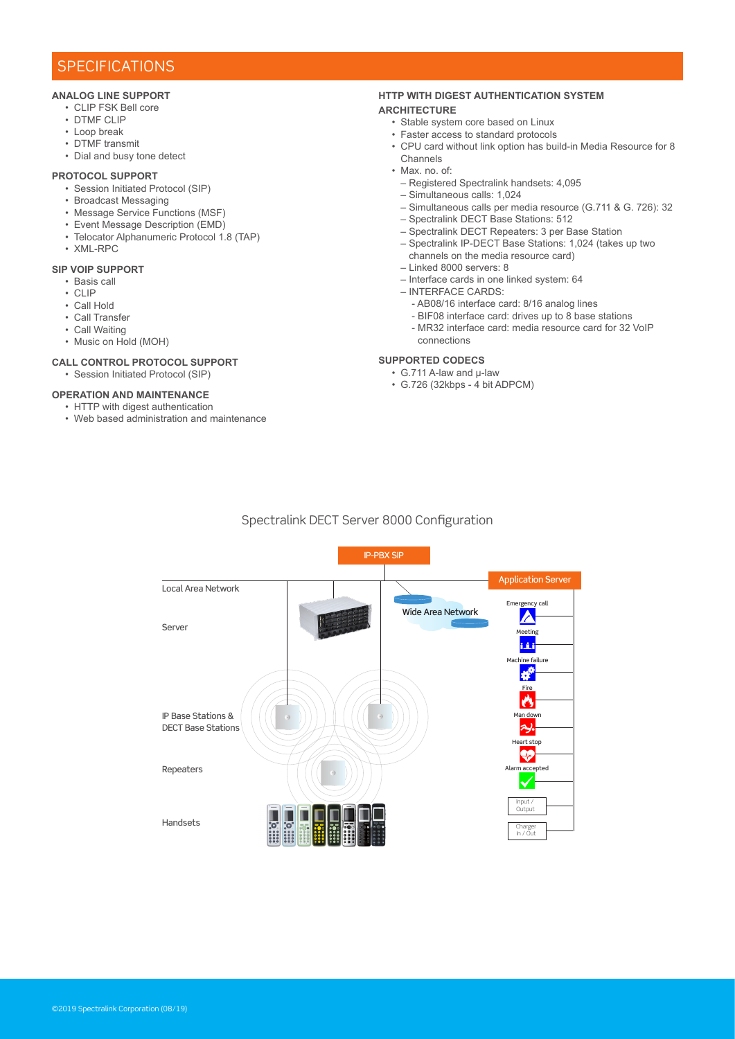# SPECIFICATIONS

### ANALOG LINE SUPPORT

- CLIP FSK Bell core
- DTMF CLIP
- Loop break
- DTMF transmit
- Dial and busy tone detect

### PROTOCOL SUPPORT

- Session Initiated Protocol (SIP)
- Broadcast Messaging
- Message Service Functions (MSF)
- Event Message Description (EMD)
- Telocator Alphanumeric Protocol 1.8 (TAP)
- XML-RPC

### SIP VOIP SUPPORT

- Basis call
- CLIP
- Call Hold
- Call Transfer
- Call Waiting
- Music on Hold (MOH)

### CALL CONTROL PROTOCOL SUPPORT

- Session Initiated Protocol (SIP)

### OPERATION AND MAINTENANCE

- HTTP with digest authentication
- Web based administration and maintenance

### HTTP WITH DIGEST AUTHENTICATION SYSTEM

### ARCHITECTURE

- Stable system core based on Linux
- Faster access to standard protocols
- CPU card without link option has build-in Media Resource for 8 Channels
- Max. no. of:
  - Registered Spectralink handsets: 4,095
  - Simultaneous calls: 1,024
  - Simultaneous calls per media resource (G.711 & G. 726): 32
  - Spectralink DECT Base Stations: 512
  - Spectralink DECT Repeaters: 3 per Base Station
  - Spectralink IP-DECT Base Stations: 1,024 (takes up two channels on the media resource card)
  - Linked 8000 servers: 8
  - Interface cards in one linked system: 64
  - INTERFACE CARDS:
    - AB08/16 interface card: 8/16 analog lines
    - BIF08 interface card: drives up to 8 base stations
    - MR32 interface card: media resource card for 32 VoIP connections

### SUPPORTED CODECS

- G.711 A-law and µ-law
- G.726 (32kbps - 4 bit ADPCM)

## Spectralink DECT Server 8000 Configuration

IP-PBX SIP

Local Area Network

Server

Wide Area Network

Application Server

Emergency call

Meeting

Machine failure

Fire

Man down

Heart stop

Alarm accepted

Input / Output

Charger In / Out

IP Base Stations & DECT Base Stations

Repeaters

Handsets

©2019 Spectralink Corporation (08/19)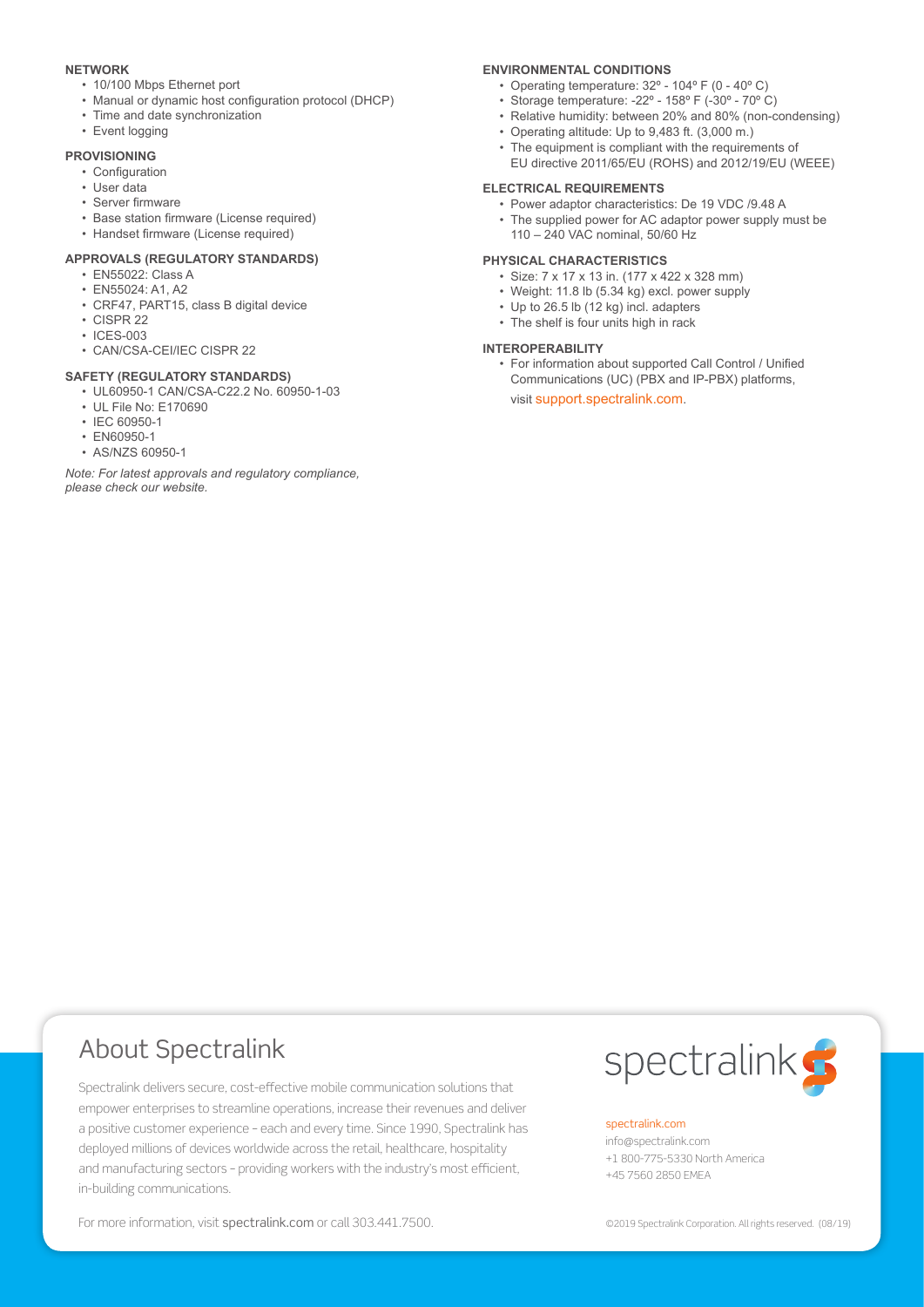**NETWORK**

- 10/100 Mbps Ethernet port
- Manual or dynamic host configuration protocol (DHCP)
- Time and date synchronization
- Event logging

**PROVISIONING**

- Configuration
- User data
- Server firmware
- Base station firmware (License required)
- Handset firmware (License required)

**APPROVALS (REGULATORY STANDARDS)**

- EN55022: Class A
- EN55024: A1, A2
- CRF47, PART15, class B digital device
- CISPR 22
- ICES-003
- CAN/CSA-CEI/IEC CISPR 22

**SAFETY (REGULATORY STANDARDS)**

- UL60950-1 CAN/CSA-C22.2 No. 60950-1-03
- UL File No: E170690
- IEC 60950-1
- EN60950-1
- AS/NZS 60950-1

*Note: For latest approvals and regulatory compliance, please check our website.*

**ENVIRONMENTAL CONDITIONS**

- Operating temperature: 32º - 104º F (0 - 40º C)
- Storage temperature: -22º - 158º F (-30º - 70º C)
- Relative humidity: between 20% and 80% (non-condensing)
- Operating altitude: Up to 9,483 ft. (3,000 m.)
- The equipment is compliant with the requirements of EU directive 2011/65/EU (ROHS) and 2012/19/EU (WEEE)

**ELECTRICAL REQUIREMENTS**

- Power adaptor characteristics: De 19 VDC /9.48 A
- The supplied power for AC adaptor power supply must be 110 – 240 VAC nominal, 50/60 Hz

**PHYSICAL CHARACTERISTICS**

- Size: 7 x 17 x 13 in. (177 x 422 x 328 mm)
- Weight: 11.8 lb (5.34 kg) excl. power supply
- Up to 26.5 lb (12 kg) incl. adapters
- The shelf is four units high in rack

**INTEROPERABILITY**

- For information about supported Call Control / Unified Communications (UC) (PBX and IP-PBX) platforms, visit support.spectralink.com.

## About Spectralink

Spectralink delivers secure, cost-effective mobile communication solutions that empower enterprises to streamline operations, increase their revenues and deliver a positive customer experience – each and every time. Since 1990, Spectralink has deployed millions of devices worldwide across the retail, healthcare, hospitality and manufacturing sectors – providing workers with the industry's most efficient, in-building communications.

For more information, visit spectralink.com or call 303.441.7500.

spectralink

spectralink.com
info@spectralink.com
+1 800-775-5330 North America
+45 7560 2850 EMEA

©2019 Spectralink Corporation. All rights reserved. (08/19)